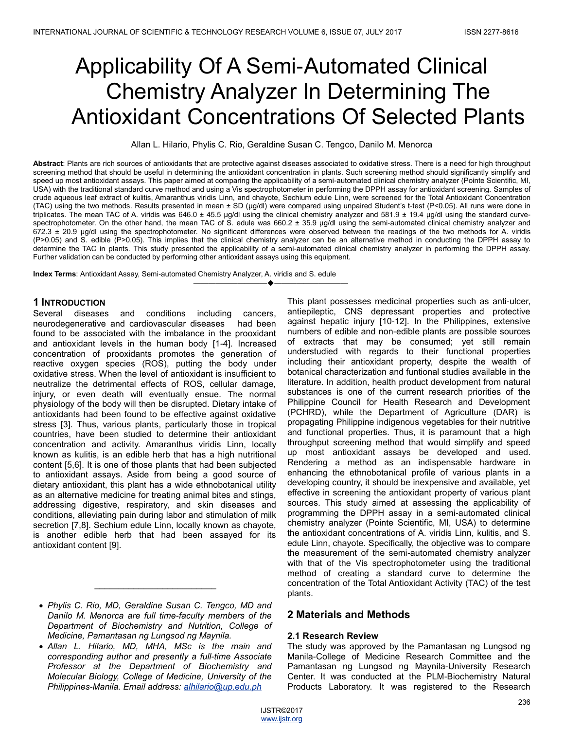# Applicability Of A Semi-Automated Clinical Chemistry Analyzer In Determining The Antioxidant Concentrations Of Selected Plants

Allan L. Hilario, Phylis C. Rio, Geraldine Susan C. Tengco, Danilo M. Menorca

**Abstract**: Plants are rich sources of antioxidants that are protective against diseases associated to oxidative stress. There is a need for high throughput screening method that should be useful in determining the antioxidant concentration in plants. Such screening method should significantly simplify and speed up most antioxidant assays. This paper aimed at comparing the applicability of a semi-automated clinical chemistry analyzer (Pointe Scientific, MI, USA) with the traditional standard curve method and using a Vis spectrophotometer in performing the DPPH assay for antioxidant screening. Samples of crude aqueous leaf extract of kulitis, Amaranthus viridis Linn, and chayote, Sechium edule Linn, were screened for the Total Antioxidant Concentration (TAC) using the two methods. Results presented in mean ± SD (µg/dl) were compared using unpaired Student's t-test ($P<0.05$). All runs were done in triplicates. The mean TAC of A. viridis was 646.0 ± 45.5 µg/dl using the clinical chemistry analyzer and 581.9 ± 19.4 µg/dl using the standard curve-spectrophotometer. On the other hand, the mean TAC of S. edule was 660.2 ± 35.9 µg/dl using the semi-automated clinical chemistry analyzer and 672.3 ± 20.9 µg/dl using the spectrophotometer. No significant differences were observed between the readings of the two methods for A. viridis ($P>0.05$) and S. edible ($P>0.05$). This implies that the clinical chemistry analyzer can be an alternative method in conducting the DPPH assay to determine the TAC in plants. This study presented the applicability of a semi-automated clinical chemistry analyzer in performing the DPPH assay. Further validation can be conducted by performing other antioxidant assays using this equipment.

**Index Terms**: Antioxidant Assay, Semi-automated Chemistry Analyzer, A. viridis and S. edule

---

## 1 Introduction

Several diseases and conditions including cancers, neurodegenerative and cardiovascular diseases had been found to be associated with the imbalance in the prooxidant and antioxidant levels in the human body [1-4]. Increased concentration of prooxidants promotes the generation of reactive oxygen species (ROS), putting the body under oxidative stress. When the level of antioxidant is insufficient to neutralize the detrimental effects of ROS, cellular damage, injury, or even death will eventually ensue. The normal physiology of the body will then be disrupted. Dietary intake of antioxidants had been found to be effective against oxidative stress [3]. Thus, various plants, particularly those in tropical countries, have been studied to determine their antioxidant concentration and activity. Amaranthus viridis Linn, locally known as kulitis, is an edible herb that has a high nutritional content [5,6]. It is one of those plants that had been subjected to antioxidant assays. Aside from being a good source of dietary antioxidant, this plant has a wide ethnobotanical utility as an alternative medicine for treating animal bites and stings, addressing digestive, respiratory, and skin diseases and conditions, alleviating pain during labor and stimulation of milk secretion [7,8]. Sechium edule Linn, locally known as chayote, is another edible herb that had been assayed for its antioxidant content [9]. This plant possesses medicinal properties such as anti-ulcer, antiepileptic, CNS depressant properties and protective against hepatic injury [10-12]. In the Philippines, extensive numbers of edible and non-edible plants are possible sources of extracts that may be consumed; yet still remain understudied with regards to their functional properties including their antioxidant property, despite the wealth of botanical characterization and funtional studies available in the literature. In addition, health product development from natural substances is one of the current research priorities of the Philippine Council for Health Research and Development (PCHRD), while the Department of Agriculture (DAR) is propagating Philippine indigenous vegetables for their nutritive and functional properties. Thus, it is paramount that a high throughput screening method that would simplify and speed up most antioxidant assays be developed and used. Rendering a method as an indispensable hardware in enhancing the ethnobotanical profile of various plants in a developing country, it should be inexpensive and available, yet effective in screening the antioxidant property of various plant sources. This study aimed at assessing the applicability of programming the DPPH assay in a semi-automated clinical chemistry analyzer (Pointe Scientific, MI, USA) to determine the antioxidant concentrations of A. viridis Linn, kulitis, and S. edule Linn, chayote. Specifically, the objective was to compare the measurement of the semi-automated chemistry analyzer with that of the Vis spectrophotometer using the traditional method of creating a standard curve to determine the concentration of the Total Antioxidant Activity (TAC) of the test plants.

---

- *Phylis C. Rio, MD, Geraldine Susan C. Tengco, MD and Danilo M. Menorca are full time-faculty members of the Department of Biochemistry and Nutrition, College of Medicine, Pamantasan ng Lungsod ng Maynila.*
- *Allan L. Hilario, MD, MHA, MSc is the main and corresponding author and presently a full-time Associate Professor at the Department of Biochemistry and Molecular Biology, College of Medicine, University of the Philippines-Manila. Email address: alhilario@up.edu.ph*

## 2 Materials and Methods

### 2.1 Research Review

The study was approved by the Pamantasan ng Lungsod ng Manila-College of Medicine Research Committee and the Pamantasan ng Lungsod ng Maynila-University Research Center. It was conducted at the PLM-Biochemistry Natural Products Laboratory. It was registered to the Research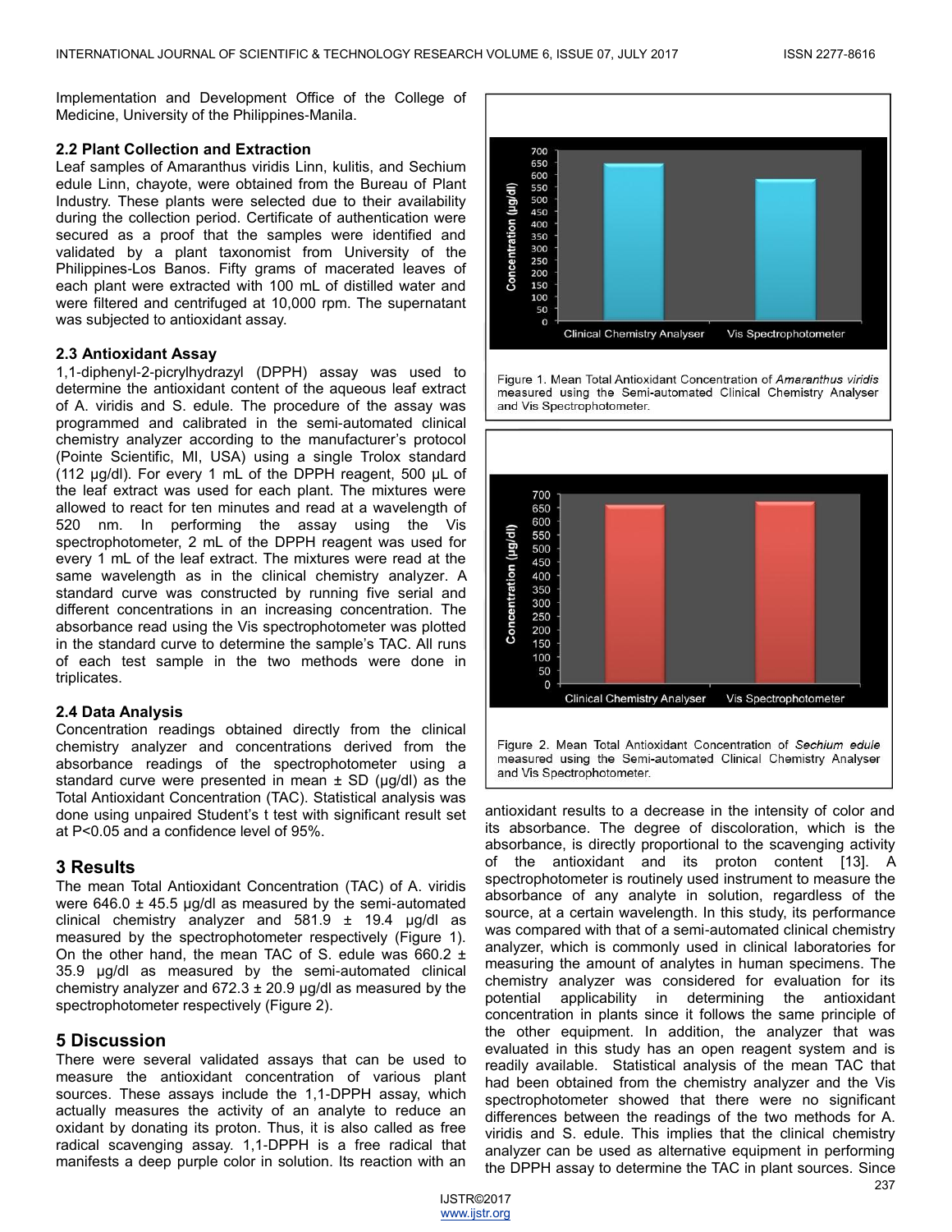Implementation and Development Office of the College of Medicine, University of the Philippines-Manila.

### 2.2 Plant Collection and Extraction

Leaf samples of Amaranthus viridis Linn, kulitis, and Sechium edule Linn, chayote, were obtained from the Bureau of Plant Industry. These plants were selected due to their availability during the collection period. Certificate of authentication were secured as a proof that the samples were identified and validated by a plant taxonomist from University of the Philippines-Los Banos. Fifty grams of macerated leaves of each plant were extracted with 100 mL of distilled water and were filtered and centrifuged at 10,000 rpm. The supernatant was subjected to antioxidant assay.

### 2.3 Antioxidant Assay

1,1-diphenyl-2-picrylhydrazyl (DPPH) assay was used to determine the antioxidant content of the aqueous leaf extract of A. viridis and S. edule. The procedure of the assay was programmed and calibrated in the semi-automated clinical chemistry analyzer according to the manufacturer's protocol (Pointe Scientific, MI, USA) using a single Trolox standard (112 µg/dl). For every 1 mL of the DPPH reagent, 500 µL of the leaf extract was used for each plant. The mixtures were allowed to react for ten minutes and read at a wavelength of 520 nm. In performing the assay using the Vis spectrophotometer, 2 mL of the DPPH reagent was used for every 1 mL of the leaf extract. The mixtures were read at the same wavelength as in the clinical chemistry analyzer. A standard curve was constructed by running five serial and different concentrations in an increasing concentration. The absorbance read using the Vis spectrophotometer was plotted in the standard curve to determine the sample's TAC. All runs of each test sample in the two methods were done in triplicates.

### 2.4 Data Analysis

Concentration readings obtained directly from the clinical chemistry analyzer and concentrations derived from the absorbance readings of the spectrophotometer using a standard curve were presented in mean ± SD (µg/dl) as the Total Antioxidant Concentration (TAC). Statistical analysis was done using unpaired Student's t test with significant result set at $P<0.05$ and a confidence level of 95%.

## 3 Results

The mean Total Antioxidant Concentration (TAC) of A. viridis were 646.0 ± 45.5 µg/dl as measured by the semi-automated clinical chemistry analyzer and 581.9 ± 19.4 µg/dl as measured by the spectrophotometer respectively (Figure 1). On the other hand, the mean TAC of S. edule was 660.2 ± 35.9 µg/dl as measured by the semi-automated clinical chemistry analyzer and 672.3 ± 20.9 µg/dl as measured by the spectrophotometer respectively (Figure 2).

Figure 1. Mean Total Antioxidant Concentration of *Amaranthus viridis* measured using the Semi-automated Clinical Chemistry Analyser and Vis Spectrophotometer.

Figure 2. Mean Total Antioxidant Concentration of *Sechium edule* measured using the Semi-automated Clinical Chemistry Analyser and Vis Spectrophotometer.

## 5 Discussion

There were several validated assays that can be used to measure the antioxidant concentration of various plant sources. These assays include the 1,1-DPPH assay, which actually measures the activity of an analyte to reduce an oxidant by donating its proton. Thus, it is also called as free radical scavenging assay. 1,1-DPPH is a free radical that manifests a deep purple color in solution. Its reaction with an antioxidant results to a decrease in the intensity of color and its absorbance. The degree of discoloration, which is the absorbance, is directly proportional to the scavenging activity of the antioxidant and its proton content [13]. A spectrophotometer is routinely used instrument to measure the absorbance of any analyte in solution, regardless of the source, at a certain wavelength. In this study, its performance was compared with that of a semi-automated clinical chemistry analyzer, which is commonly used in clinical laboratories for measuring the amount of analytes in human specimens. The chemistry analyzer was considered for evaluation for its potential applicability in determining the antioxidant concentration in plants since it follows the same principle of the other equipment. In addition, the analyzer that was evaluated in this study has an open reagent system and is readily available. Statistical analysis of the mean TAC that had been obtained from the chemistry analyzer and the Vis spectrophotometer showed that there were no significant differences between the readings of the two methods for A. viridis and S. edule. This implies that the clinical chemistry analyzer can be used as alternative equipment in performing the DPPH assay to determine the TAC in plant sources. Since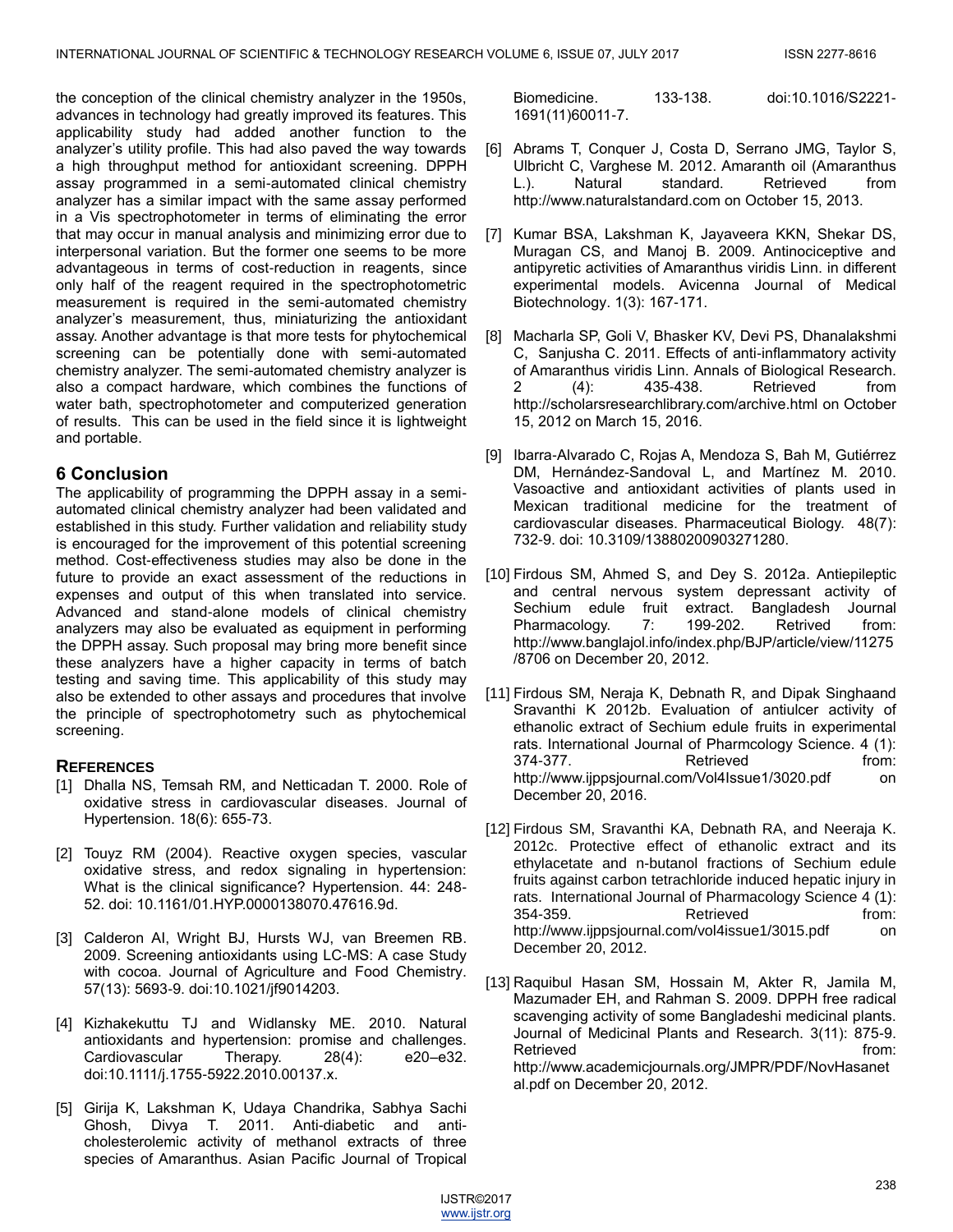the conception of the clinical chemistry analyzer in the 1950s, advances in technology had greatly improved its features. This applicability study had added another function to the analyzer's utility profile. This had also paved the way towards a high throughput method for antioxidant screening. DPPH assay programmed in a semi-automated clinical chemistry analyzer has a similar impact with the same assay performed in a Vis spectrophotometer in terms of eliminating the error that may occur in manual analysis and minimizing error due to interpersonal variation. But the former one seems to be more advantageous in terms of cost-reduction in reagents, since only half of the reagent required in the spectrophotometric measurement is required in the semi-automated chemistry analyzer's measurement, thus, miniaturizing the antioxidant assay. Another advantage is that more tests for phytochemical screening can be potentially done with semi-automated chemistry analyzer. The semi-automated chemistry analyzer is also a compact hardware, which combines the functions of water bath, spectrophotometer and computerized generation of results. This can be used in the field since it is lightweight and portable.

## 6 Conclusion

The applicability of programming the DPPH assay in a semi-automated clinical chemistry analyzer had been validated and established in this study. Further validation and reliability study is encouraged for the improvement of this potential screening method. Cost-effectiveness studies may also be done in the future to provide an exact assessment of the reductions in expenses and output of this when translated into service. Advanced and stand-alone models of clinical chemistry analyzers may also be evaluated as equipment in performing the DPPH assay. Such proposal may bring more benefit since these analyzers have a higher capacity in terms of batch testing and saving time. This applicability of this study may also be extended to other assays and procedures that involve the principle of spectrophotometry such as phytochemical screening.

## References

[1] Dhalla NS, Temsah RM, and Netticadan T. 2000. Role of oxidative stress in cardiovascular diseases. Journal of Hypertension. 18(6): 655-73.

[2] Touyz RM (2004). Reactive oxygen species, vascular oxidative stress, and redox signaling in hypertension: What is the clinical significance? Hypertension. 44: 248-52. doi: 10.1161/01.HYP.0000138070.47616.9d.

[3] Calderon AI, Wright BJ, Hursts WJ, van Breemen RB. 2009. Screening antioxidants using LC-MS: A case Study with cocoa. Journal of Agriculture and Food Chemistry. 57(13): 5693-9. doi:10.1021/jf9014203.

[4] Kizhakekuttu TJ and Widlansky ME. 2010. Natural antioxidants and hypertension: promise and challenges. Cardiovascular Therapy. 28(4): e20–e32. doi:10.1111/j.1755-5922.2010.00137.x.

[5] Girija K, Lakshman K, Udaya Chandrika, Sabhya Sachi Ghosh, Divya T. 2011. Anti-diabetic and anti-cholesterolemic activity of methanol extracts of three species of Amaranthus. Asian Pacific Journal of Tropical Biomedicine. 133-138. doi:10.1016/S2221-1691(11)60011-7.

[6] Abrams T, Conquer J, Costa D, Serrano JMG, Taylor S, Ulbricht C, Varghese M. 2012. Amaranth oil (Amaranthus L.). Natural standard. Retrieved from http://www.naturalstandard.com on October 15, 2013.

[7] Kumar BSA, Lakshman K, Jayaveera KKN, Shekar DS, Muragan CS, and Manoj B. 2009. Antinociceptive and antipyretic activities of Amaranthus viridis Linn. in different experimental models. Avicenna Journal of Medical Biotechnology. 1(3): 167-171.

[8] Macharla SP, Goli V, Bhasker KV, Devi PS, Dhanalakshmi C, Sanjusha C. 2011. Effects of anti-inflammatory activity of Amaranthus viridis Linn. Annals of Biological Research. 2 (4): 435-438. Retrieved from http://scholarsresearchlibrary.com/archive.html on October 15, 2012 on March 15, 2016.

[9] Ibarra-Alvarado C, Rojas A, Mendoza S, Bah M, Gutiérrez DM, Hernández-Sandoval L, and Martínez M. 2010. Vasoactive and antioxidant activities of plants used in Mexican traditional medicine for the treatment of cardiovascular diseases. Pharmaceutical Biology. 48(7): 732-9. doi: 10.3109/13880200903271280.

[10] Firdous SM, Ahmed S, and Dey S. 2012a. Antiepileptic and central nervous system depressant activity of Sechium edule fruit extract. Bangladesh Journal Pharmacology. 7: 199-202. Retrived from: http://www.banglajol.info/index.php/BJP/article/view/11275/8706 on December 20, 2012.

[11] Firdous SM, Neraja K, Debnath R, and Dipak Singhaand Sravanthi K 2012b. Evaluation of antiulcer activity of ethanolic extract of Sechium edule fruits in experimental rats. International Journal of Pharmcology Science. 4 (1): 374-377. Retrieved from: http://www.ijppsjournal.com/Vol4Issue1/3020.pdf on December 20, 2016.

[12] Firdous SM, Sravanthi KA, Debnath RA, and Neeraja K. 2012c. Protective effect of ethanolic extract and its ethylacetate and n-butanol fractions of Sechium edule fruits against carbon tetrachloride induced hepatic injury in rats. International Journal of Pharmacology Science 4 (1): 354-359. Retrieved from: http://www.ijppsjournal.com/vol4issue1/3015.pdf on December 20, 2012.

[13] Raquibul Hasan SM, Hossain M, Akter R, Jamila M, Mazumader EH, and Rahman S. 2009. DPPH free radical scavenging activity of some Bangladeshi medicinal plants. Journal of Medicinal Plants and Research. 3(11): 875-9. Retrieved from: http://www.academicjournals.org/JMPR/PDF/NovHasanetal.pdf on December 20, 2012.